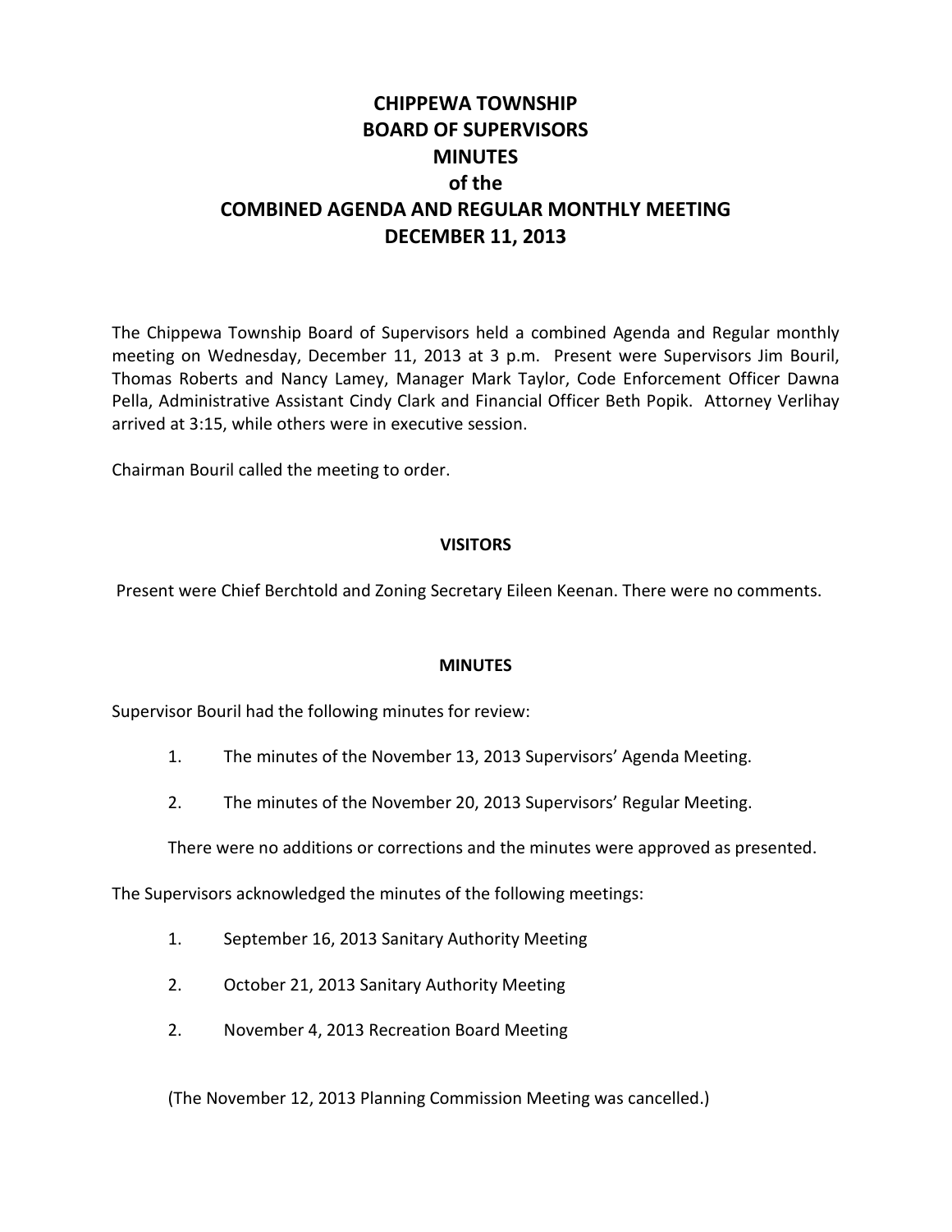# CHIPPEWA TOWNSHIP
# BOARD OF SUPERVISORS
# MINUTES
# of the
# COMBINED AGENDA AND REGULAR MONTHLY MEETING
# DECEMBER 11, 2013

The Chippewa Township Board of Supervisors held a combined Agenda and Regular monthly meeting on Wednesday, December 11, 2013 at 3 p.m. Present were Supervisors Jim Bouril, Thomas Roberts and Nancy Lamey, Manager Mark Taylor, Code Enforcement Officer Dawna Pella, Administrative Assistant Cindy Clark and Financial Officer Beth Popik. Attorney Verlihay arrived at 3:15, while others were in executive session.

Chairman Bouril called the meeting to order.

**VISITORS**

Present were Chief Berchtold and Zoning Secretary Eileen Keenan. There were no comments.

**MINUTES**

Supervisor Bouril had the following minutes for review:

1. The minutes of the November 13, 2013 Supervisors' Agenda Meeting.

2. The minutes of the November 20, 2013 Supervisors' Regular Meeting.

There were no additions or corrections and the minutes were approved as presented.

The Supervisors acknowledged the minutes of the following meetings:

1. September 16, 2013 Sanitary Authority Meeting

2. October 21, 2013 Sanitary Authority Meeting

2. November 4, 2013 Recreation Board Meeting

(The November 12, 2013 Planning Commission Meeting was cancelled.)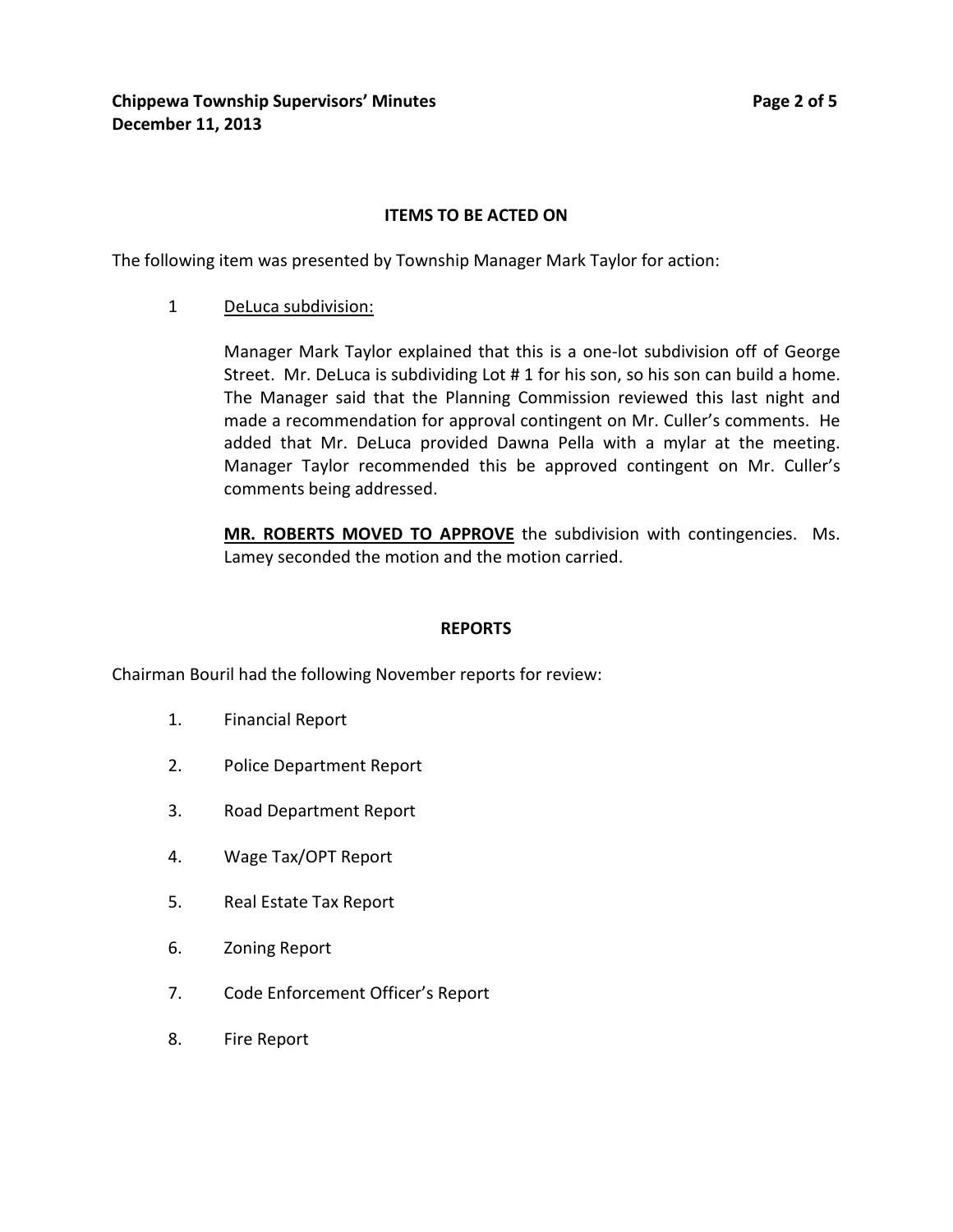## ITEMS TO BE ACTED ON

The following item was presented by Township Manager Mark Taylor for action:

1 <u>DeLuca subdivision:</u>

Manager Mark Taylor explained that this is a one-lot subdivision off of George Street. Mr. DeLuca is subdividing Lot # 1 for his son, so his son can build a home. The Manager said that the Planning Commission reviewed this last night and made a recommendation for approval contingent on Mr. Culler's comments. He added that Mr. DeLuca provided Dawna Pella with a mylar at the meeting. Manager Taylor recommended this be approved contingent on Mr. Culler's comments being addressed.

**<u>MR. ROBERTS MOVED TO APPROVE</u>** the subdivision with contingencies. Ms. Lamey seconded the motion and the motion carried.

## REPORTS

Chairman Bouril had the following November reports for review:

1. Financial Report
2. Police Department Report
3. Road Department Report
4. Wage Tax/OPT Report
5. Real Estate Tax Report
6. Zoning Report
7. Code Enforcement Officer's Report
8. Fire Report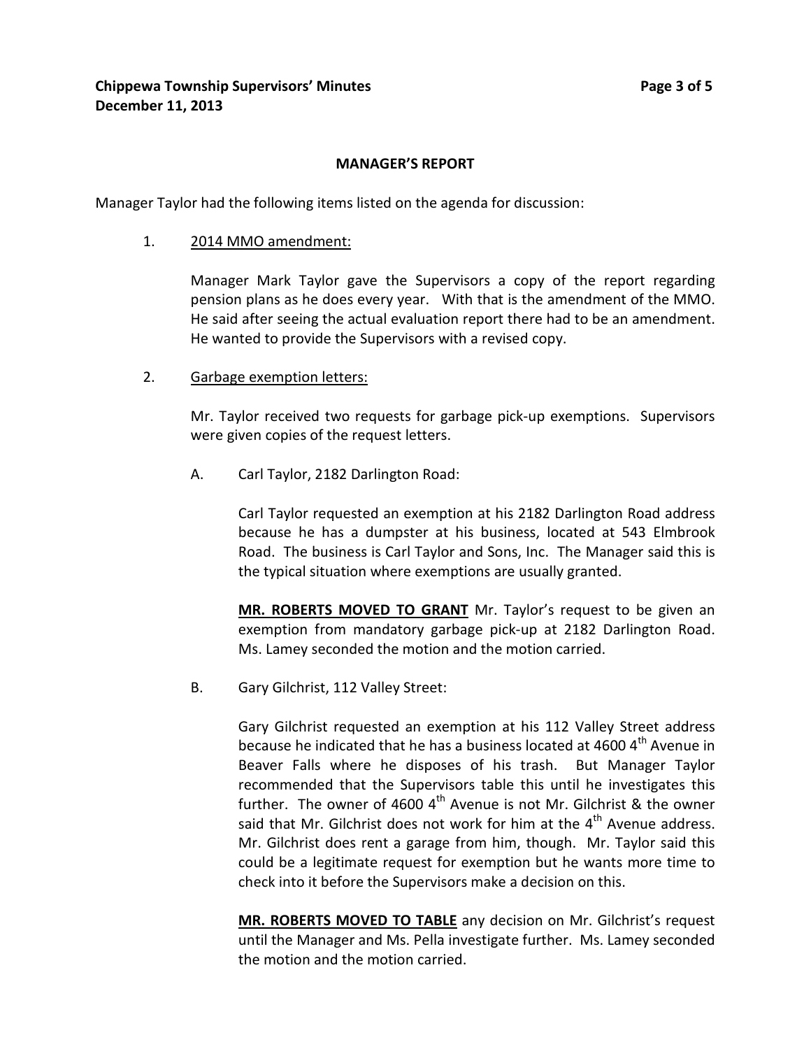## MANAGER'S REPORT

Manager Taylor had the following items listed on the agenda for discussion:

1. 2014 MMO amendment:

   Manager Mark Taylor gave the Supervisors a copy of the report regarding pension plans as he does every year. With that is the amendment of the MMO. He said after seeing the actual evaluation report there had to be an amendment. He wanted to provide the Supervisors with a revised copy.

2. Garbage exemption letters:

   Mr. Taylor received two requests for garbage pick-up exemptions. Supervisors were given copies of the request letters.

   A. Carl Taylor, 2182 Darlington Road:

      Carl Taylor requested an exemption at his 2182 Darlington Road address because he has a dumpster at his business, located at 543 Elmbrook Road. The business is Carl Taylor and Sons, Inc. The Manager said this is the typical situation where exemptions are usually granted.

      **MR. ROBERTS MOVED TO GRANT** Mr. Taylor's request to be given an exemption from mandatory garbage pick-up at 2182 Darlington Road. Ms. Lamey seconded the motion and the motion carried.

   B. Gary Gilchrist, 112 Valley Street:

      Gary Gilchrist requested an exemption at his 112 Valley Street address because he indicated that he has a business located at 4600 4th Avenue in Beaver Falls where he disposes of his trash. But Manager Taylor recommended that the Supervisors table this until he investigates this further. The owner of 4600 4th Avenue is not Mr. Gilchrist & the owner said that Mr. Gilchrist does not work for him at the 4th Avenue address. Mr. Gilchrist does rent a garage from him, though. Mr. Taylor said this could be a legitimate request for exemption but he wants more time to check into it before the Supervisors make a decision on this.

      **MR. ROBERTS MOVED TO TABLE** any decision on Mr. Gilchrist's request until the Manager and Ms. Pella investigate further. Ms. Lamey seconded the motion and the motion carried.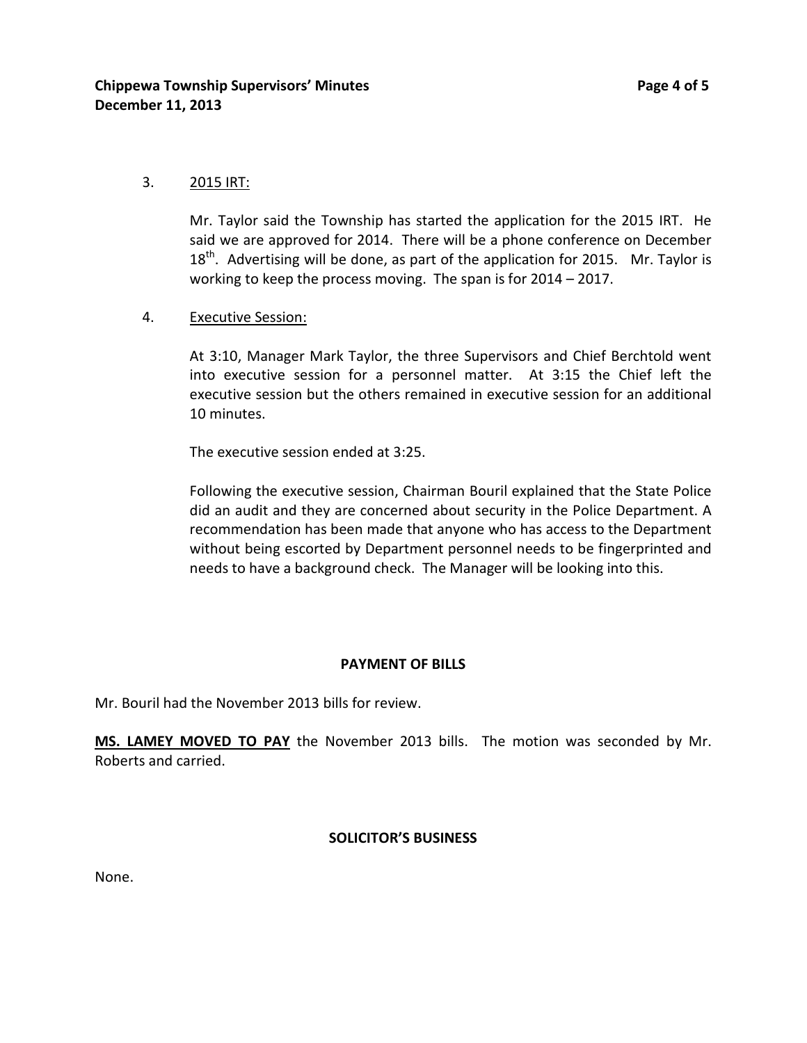3. 2015 IRT:

   Mr. Taylor said the Township has started the application for the 2015 IRT. He said we are approved for 2014. There will be a phone conference on December 18th. Advertising will be done, as part of the application for 2015. Mr. Taylor is working to keep the process moving. The span is for 2014 – 2017.

4. Executive Session:

   At 3:10, Manager Mark Taylor, the three Supervisors and Chief Berchtold went into executive session for a personnel matter. At 3:15 the Chief left the executive session but the others remained in executive session for an additional 10 minutes.

   The executive session ended at 3:25.

   Following the executive session, Chairman Bouril explained that the State Police did an audit and they are concerned about security in the Police Department. A recommendation has been made that anyone who has access to the Department without being escorted by Department personnel needs to be fingerprinted and needs to have a background check. The Manager will be looking into this.

## PAYMENT OF BILLS

Mr. Bouril had the November 2013 bills for review.

**MS. LAMEY MOVED TO PAY** the November 2013 bills. The motion was seconded by Mr. Roberts and carried.

## SOLICITOR'S BUSINESS

None.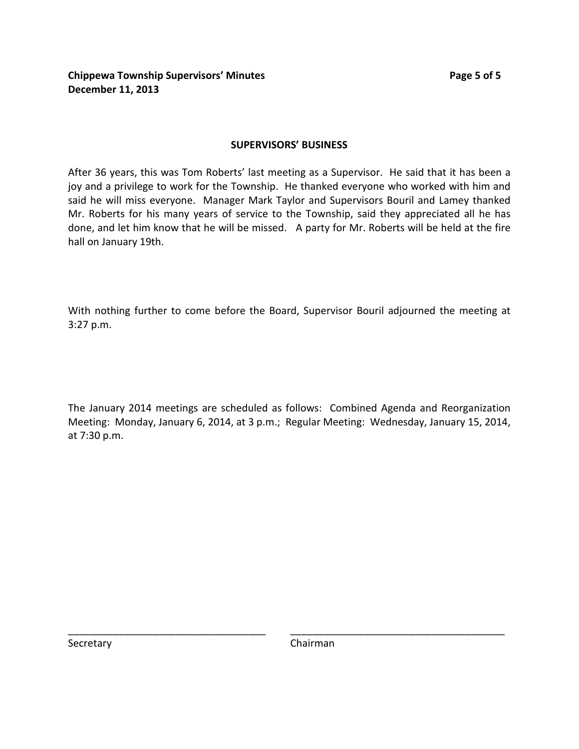## SUPERVISORS' BUSINESS

After 36 years, this was Tom Roberts' last meeting as a Supervisor. He said that it has been a joy and a privilege to work for the Township. He thanked everyone who worked with him and said he will miss everyone. Manager Mark Taylor and Supervisors Bouril and Lamey thanked Mr. Roberts for his many years of service to the Township, said they appreciated all he has done, and let him know that he will be missed. A party for Mr. Roberts will be held at the fire hall on January 19th.

With nothing further to come before the Board, Supervisor Bouril adjourned the meeting at 3:27 p.m.

The January 2014 meetings are scheduled as follows: Combined Agenda and Reorganization Meeting: Monday, January 6, 2014, at 3 p.m.; Regular Meeting: Wednesday, January 15, 2014, at 7:30 p.m.

\_\_\_\_\_\_\_\_\_\_\_\_\_\_\_\_\_\_\_\_\_\_\_\_\_\_\_\_\_\_\_\_\_\_\_\_ \_\_\_\_\_\_\_\_\_\_\_\_\_\_\_\_\_\_\_\_\_\_\_\_\_\_\_\_\_\_\_\_\_\_\_\_\_\_\_

Secretary Chairman